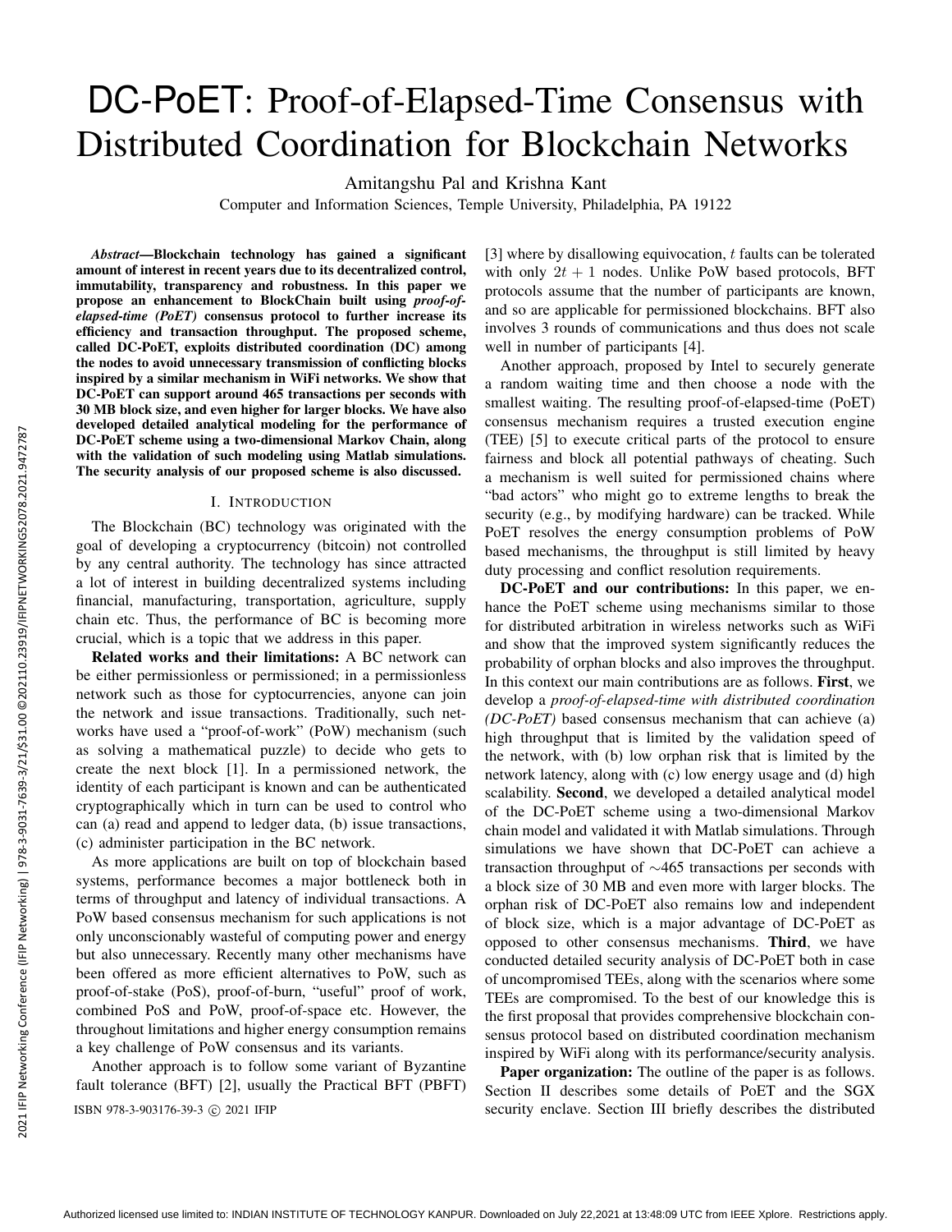# DC-PoET: Proof-of-Elapsed-Time Consensus with Distributed Coordination for Blockchain Networks

Amitangshu Pal and Krishna Kant

Computer and Information Sciences, Temple University, Philadelphia, PA 19122

***Abstract*—Blockchain technology has gained a significant amount of interest in recent years due to its decentralized control, immutability, transparency and robustness. In this paper we propose an enhancement to BlockChain built using *proof-of-elapsed-time (PoET)* consensus protocol to further increase its efficiency and transaction throughput. The proposed scheme, called DC-PoET, exploits distributed coordination (DC) among the nodes to avoid unnecessary transmission of conflicting blocks inspired by a similar mechanism in WiFi networks. We show that DC-PoET can support around 465 transactions per seconds with 30 MB block size, and even higher for larger blocks. We have also developed detailed analytical modeling for the performance of DC-PoET scheme using a two-dimensional Markov Chain, along with the validation of such modeling using Matlab simulations. The security analysis of our proposed scheme is also discussed.**

## I. Introduction

The Blockchain (BC) technology was originated with the goal of developing a cryptocurrency (bitcoin) not controlled by any central authority. The technology has since attracted a lot of interest in building decentralized systems including financial, manufacturing, transportation, agriculture, supply chain etc. Thus, the performance of BC is becoming more crucial, which is a topic that we address in this paper.

**Related works and their limitations:** A BC network can be either permissionless or permissioned; in a permissionless network such as those for cyptocurrencies, anyone can join the network and issue transactions. Traditionally, such networks have used a "proof-of-work" (PoW) mechanism (such as solving a mathematical puzzle) to decide who gets to create the next block [1]. In a permissioned network, the identity of each participant is known and can be authenticated cryptographically which in turn can be used to control who can (a) read and append to ledger data, (b) issue transactions, (c) administer participation in the BC network.

As more applications are built on top of blockchain based systems, performance becomes a major bottleneck both in terms of throughput and latency of individual transactions. A PoW based consensus mechanism for such applications is not only unconscionably wasteful of computing power and energy but also unnecessary. Recently many other mechanisms have been offered as more efficient alternatives to PoW, such as proof-of-stake (PoS), proof-of-burn, "useful" proof of work, combined PoS and PoW, proof-of-space etc. However, the throughout limitations and higher energy consumption remains a key challenge of PoW consensus and its variants.

Another approach is to follow some variant of Byzantine fault tolerance (BFT) [2], usually the Practical BFT (PBFT) [3] where by disallowing equivocation, $t$ faults can be tolerated with only $2t+1$ nodes. Unlike PoW based protocols, BFT protocols assume that the number of participants are known, and so are applicable for permissioned blockchains. BFT also involves 3 rounds of communications and thus does not scale well in number of participants [4].

Another approach, proposed by Intel to securely generate a random waiting time and then choose a node with the smallest waiting. The resulting proof-of-elapsed-time (PoET) consensus mechanism requires a trusted execution engine (TEE) [5] to execute critical parts of the protocol to ensure fairness and block all potential pathways of cheating. Such a mechanism is well suited for permissioned chains where "bad actors" who might go to extreme lengths to break the security (e.g., by modifying hardware) can be tracked. While PoET resolves the energy consumption problems of PoW based mechanisms, the throughput is still limited by heavy duty processing and conflict resolution requirements.

**DC-PoET and our contributions:** In this paper, we enhance the PoET scheme using mechanisms similar to those for distributed arbitration in wireless networks such as WiFi and show that the improved system significantly reduces the probability of orphan blocks and also improves the throughput. In this context our main contributions are as follows. **First**, we develop a *proof-of-elapsed-time with distributed coordination (DC-PoET)* based consensus mechanism that can achieve (a) high throughput that is limited by the validation speed of the network, with (b) low orphan risk that is limited by the network latency, along with (c) low energy usage and (d) high scalability. **Second**, we developed a detailed analytical model of the DC-PoET scheme using a two-dimensional Markov chain model and validated it with Matlab simulations. Through simulations we have shown that DC-PoET can achieve a transaction throughput of $\sim$465 transactions per seconds with a block size of 30 MB and even more with larger blocks. The orphan risk of DC-PoET also remains low and independent of block size, which is a major advantage of DC-PoET as opposed to other consensus mechanisms. **Third**, we have conducted detailed security analysis of DC-PoET both in case of uncompromised TEEs, along with the scenarios where some TEEs are compromised. To the best of our knowledge this is the first proposal that provides comprehensive blockchain consensus protocol based on distributed coordination mechanism inspired by WiFi along with its performance/security analysis.

**Paper organization:** The outline of the paper is as follows. Section II describes some details of PoET and the SGX security enclave. Section III briefly describes the distributed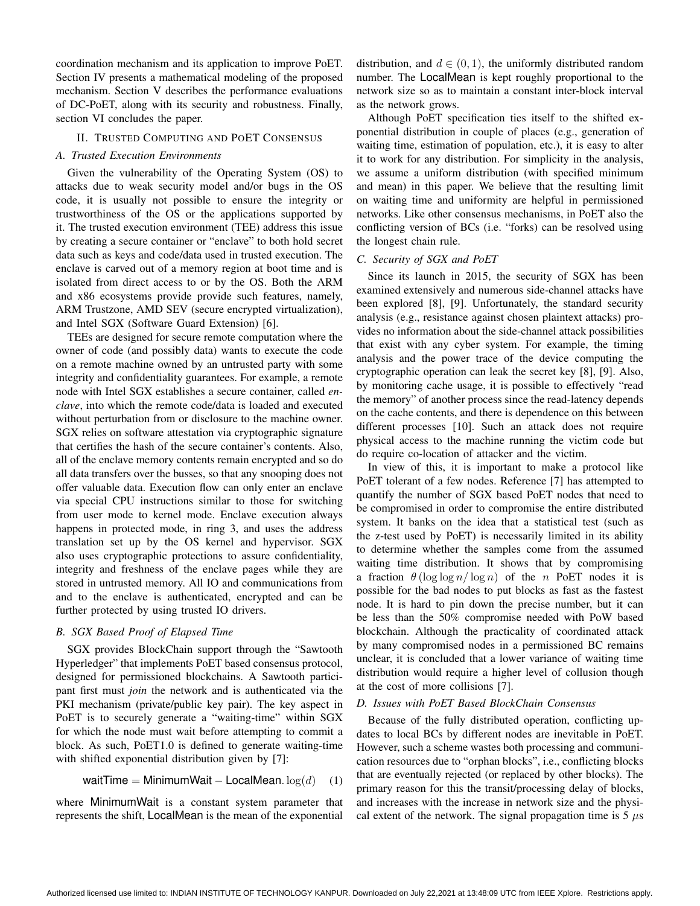coordination mechanism and its application to improve PoET. Section IV presents a mathematical modeling of the proposed mechanism. Section V describes the performance evaluations of DC-PoET, along with its security and robustness. Finally, section VI concludes the paper.

## II. Trusted Computing and PoET Consensus

### A. Trusted Execution Environments

Given the vulnerability of the Operating System (OS) to attacks due to weak security model and/or bugs in the OS code, it is usually not possible to ensure the integrity or trustworthiness of the OS or the applications supported by it. The trusted execution environment (TEE) address this issue by creating a secure container or "enclave" to both hold secret data such as keys and code/data used in trusted execution. The enclave is carved out of a memory region at boot time and is isolated from direct access to or by the OS. Both the ARM and x86 ecosystems provide provide such features, namely, ARM Trustzone, AMD SEV (secure encrypted virtualization), and Intel SGX (Software Guard Extension) [6].

TEEs are designed for secure remote computation where the owner of code (and possibly data) wants to execute the code on a remote machine owned by an untrusted party with some integrity and confidentiality guarantees. For example, a remote node with Intel SGX establishes a secure container, called *enclave*, into which the remote code/data is loaded and executed without perturbation from or disclosure to the machine owner. SGX relies on software attestation via cryptographic signature that certifies the hash of the secure container's contents. Also, all of the enclave memory contents remain encrypted and so do all data transfers over the busses, so that any snooping does not offer valuable data. Execution flow can only enter an enclave via special CPU instructions similar to those for switching from user mode to kernel mode. Enclave execution always happens in protected mode, in ring 3, and uses the address translation set up by the OS kernel and hypervisor. SGX also uses cryptographic protections to assure confidentiality, integrity and freshness of the enclave pages while they are stored in untrusted memory. All IO and communications from and to the enclave is authenticated, encrypted and can be further protected by using trusted IO drivers.

### B. SGX Based Proof of Elapsed Time

SGX provides BlockChain support through the "Sawtooth Hyperledger" that implements PoET based consensus protocol, designed for permissioned blockchains. A Sawtooth participant first must *join* the network and is authenticated via the PKI mechanism (private/public key pair). The key aspect in PoET is to securely generate a "waiting-time" within SGX for which the node must wait before attempting to commit a block. As such, PoET1.0 is defined to generate waiting-time with shifted exponential distribution given by [7]:

$$\mathsf{waitTime} = \mathsf{MinimumWait} - \mathsf{LocalMean}.\log(d) \quad (1)$$

where MinimumWait is a constant system parameter that represents the shift, LocalMean is the mean of the exponential distribution, and $d \in (0, 1)$, the uniformly distributed random number. The LocalMean is kept roughly proportional to the network size so as to maintain a constant inter-block interval as the network grows.

Although PoET specification ties itself to the shifted exponential distribution in couple of places (e.g., generation of waiting time, estimation of population, etc.), it is easy to alter it to work for any distribution. For simplicity in the analysis, we assume a uniform distribution (with specified minimum and mean) in this paper. We believe that the resulting limit on waiting time and uniformity are helpful in permissioned networks. Like other consensus mechanisms, in PoET also the conflicting version of BCs (i.e. "forks) can be resolved using the longest chain rule.

### C. Security of SGX and PoET

Since its launch in 2015, the security of SGX has been examined extensively and numerous side-channel attacks have been explored [8], [9]. Unfortunately, the standard security analysis (e.g., resistance against chosen plaintext attacks) provides no information about the side-channel attack possibilities that exist with any cyber system. For example, the timing analysis and the power trace of the device computing the cryptographic operation can leak the secret key [8], [9]. Also, by monitoring cache usage, it is possible to effectively "read the memory" of another process since the read-latency depends on the cache contents, and there is dependence on this between different processes [10]. Such an attack does not require physical access to the machine running the victim code but do require co-location of attacker and the victim.

In view of this, it is important to make a protocol like PoET tolerant of a few nodes. Reference [7] has attempted to quantify the number of SGX based PoET nodes that need to be compromised in order to compromise the entire distributed system. It banks on the idea that a statistical test (such as the z-test used by PoET) is necessarily limited in its ability to determine whether the samples come from the assumed waiting time distribution. It shows that by compromising a fraction $\theta(\log\log n/\log n)$ of the $n$ PoET nodes it is possible for the bad nodes to put blocks as fast as the fastest node. It is hard to pin down the precise number, but it can be less than the 50% compromise needed with PoW based blockchain. Although the practicality of coordinated attack by many compromised nodes in a permissioned BC remains unclear, it is concluded that a lower variance of waiting time distribution would require a higher level of collusion though at the cost of more collisions [7].

### D. Issues with PoET Based BlockChain Consensus

Because of the fully distributed operation, conflicting updates to local BCs by different nodes are inevitable in PoET. However, such a scheme wastes both processing and communication resources due to "orphan blocks", i.e., conflicting blocks that are eventually rejected (or replaced by other blocks). The primary reason for this the transit/processing delay of blocks, and increases with the increase in network size and the physical extent of the network. The signal propagation time is 5 $\mu$s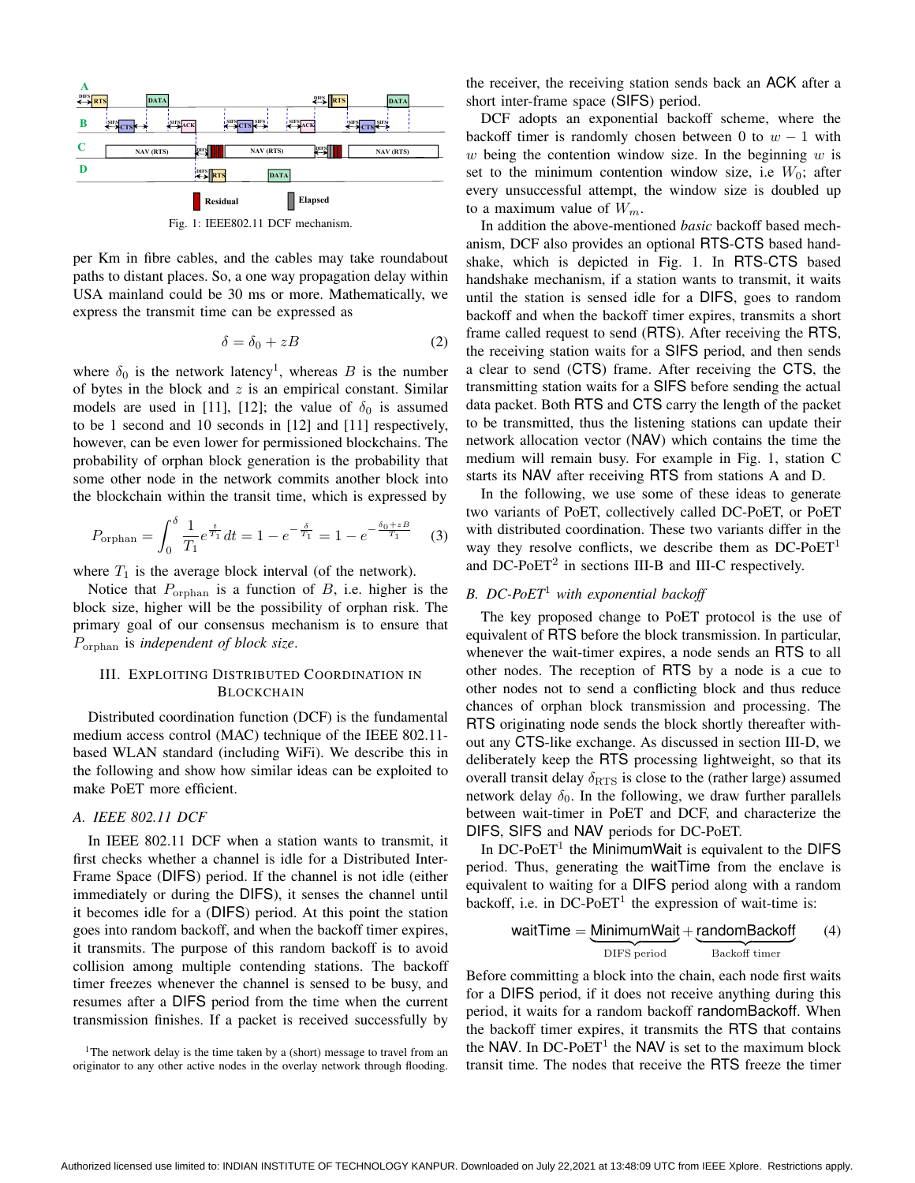Fig. 1: IEEE802.11 DCF mechanism.

per Km in fibre cables, and the cables may take roundabout paths to distant places. So, a one way propagation delay within USA mainland could be 30 ms or more. Mathematically, we express the transmit time can be expressed as

$$\delta = \delta_0 + zB \tag{2}$$

where $\delta_0$ is the network latency[1], whereas $B$ is the number of bytes in the block and $z$ is an empirical constant. Similar models are used in [11], [12]; the value of $\delta_0$ is assumed to be 1 second and 10 seconds in [12] and [11] respectively, however, can be even lower for permissioned blockchains. The probability of orphan block generation is the probability that some other node in the network commits another block into the blockchain within the transit time, which is expressed by

$$P_{\text{orphan}} = \int_0^{\delta} \frac{1}{T_1} e^{\frac{t}{T_1}} dt = 1 - e^{-\frac{\delta}{T_1}} = 1 - e^{-\frac{\delta_0 + zB}{T_1}} \tag{3}$$

where $T_1$ is the average block interval (of the network).

Notice that $P_{\text{orphan}}$ is a function of $B$, i.e. higher is the block size, higher will be the possibility of orphan risk. The primary goal of our consensus mechanism is to ensure that $P_{\text{orphan}}$ is *independent of block size*.

## III. Exploiting Distributed Coordination in Blockchain

Distributed coordination function (DCF) is the fundamental medium access control (MAC) technique of the IEEE 802.11-based WLAN standard (including WiFi). We describe this in the following and show how similar ideas can be exploited to make PoET more efficient.

### A. IEEE 802.11 DCF

In IEEE 802.11 DCF when a station wants to transmit, it first checks whether a channel is idle for a Distributed Inter-Frame Space (DIFS) period. If the channel is not idle (either immediately or during the DIFS), it senses the channel until it becomes idle for a (DIFS) period. At this point the station goes into random backoff, and when the backoff timer expires, it transmits. The purpose of this random backoff is to avoid collision among multiple contending stations. The backoff timer freezes whenever the channel is sensed to be busy, and resumes after a DIFS period from the time when the current transmission finishes. If a packet is received successfully by the receiver, the receiving station sends back an ACK after a short inter-frame space (SIFS) period.

DCF adopts an exponential backoff scheme, where the backoff timer is randomly chosen between 0 to $w - 1$ with $w$ being the contention window size. In the beginning $w$ is set to the minimum contention window size, i.e $W_0$; after every unsuccessful attempt, the window size is doubled up to a maximum value of $W_m$.

In addition the above-mentioned *basic* backoff based mechanism, DCF also provides an optional RTS-CTS based handshake, which is depicted in Fig. 1. In RTS-CTS based handshake mechanism, if a station wants to transmit, it waits until the station is sensed idle for a DIFS, goes to random backoff and when the backoff timer expires, transmits a short frame called request to send (RTS). After receiving the RTS, the receiving station waits for a SIFS period, and then sends a clear to send (CTS) frame. After receiving the CTS, the transmitting station waits for a SIFS before sending the actual data packet. Both RTS and CTS carry the length of the packet to be transmitted, thus the listening stations can update their network allocation vector (NAV) which contains the time the medium will remain busy. For example in Fig. 1, station C starts its NAV after receiving RTS from stations A and D.

In the following, we use some of these ideas to generate two variants of PoET, collectively called DC-PoET, or PoET with distributed coordination. These two variants differ in the way they resolve conflicts, we describe them as DC-PoET[1] and DC-PoET[2] in sections III-B and III-C respectively.

### B. DC-PoET[1] with exponential backoff

The key proposed change to PoET protocol is the use of equivalent of RTS before the block transmission. In particular, whenever the wait-timer expires, a node sends an RTS to all other nodes. The reception of RTS by a node is a cue to other nodes not to send a conflicting block and thus reduce chances of orphan block transmission and processing. The RTS originating node sends the block shortly thereafter without any CTS-like exchange. As discussed in section III-D, we deliberately keep the RTS processing lightweight, so that its overall transit delay $\delta_{\text{RTS}}$ is close to the (rather large) assumed network delay $\delta_0$. In the following, we draw further parallels between wait-timer in PoET and DCF, and characterize the DIFS, SIFS and NAV periods for DC-PoET.

In DC-PoET[1] the MinimumWait is equivalent to the DIFS period. Thus, generating the waitTime from the enclave is equivalent to waiting for a DIFS period along with a random backoff, i.e. in DC-PoET[1] the expression of wait-time is:

$$\mathsf{waitTime} = \underbrace{\mathsf{MinimumWait}}_{\text{DIFS period}} + \underbrace{\mathsf{randomBackoff}}_{\text{Backoff timer}} \tag{4}$$

Before committing a block into the chain, each node first waits for a DIFS period, if it does not receive anything during this period, it waits for a random backoff randomBackoff. When the backoff timer expires, it transmits the RTS that contains the NAV. In DC-PoET[1] the NAV is set to the maximum block transit time. The nodes that receive the RTS freeze the timer

[1]The network delay is the time taken by a (short) message to travel from an originator to any other active nodes in the overlay network through flooding.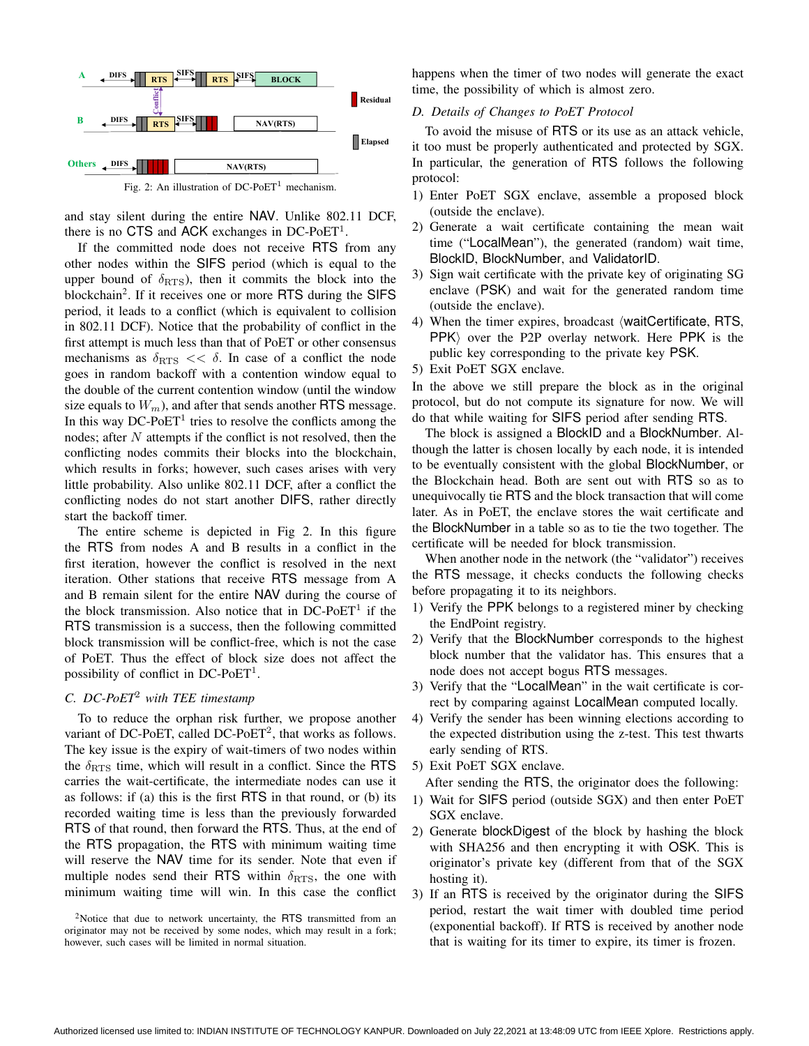Fig. 2: An illustration of DC-PoET[1] mechanism.

and stay silent during the entire NAV. Unlike 802.11 DCF, there is no CTS and ACK exchanges in DC-PoET[1].

If the committed node does not receive RTS from any other nodes within the SIFS period (which is equal to the upper bound of $\delta_{\text{RTS}}$), then it commits the block into the blockchain[2]. If it receives one or more RTS during the SIFS period, it leads to a conflict (which is equivalent to collision in 802.11 DCF). Notice that the probability of conflict in the first attempt is much less than that of PoET or other consensus mechanisms as $\delta_{\text{RTS}} << \delta$. In case of a conflict the node goes in random backoff with a contention window equal to the double of the current contention window (until the window size equals to $W_m$), and after that sends another RTS message. In this way DC-PoET[1] tries to resolve the conflicts among the nodes; after $N$ attempts if the conflict is not resolved, then the conflicting nodes commits their blocks into the blockchain, which results in forks; however, such cases arises with very little probability. Also unlike 802.11 DCF, after a conflict the conflicting nodes do not start another DIFS, rather directly start the backoff timer.

The entire scheme is depicted in Fig 2. In this figure the RTS from nodes A and B results in a conflict in the first iteration, however the conflict is resolved in the next iteration. Other stations that receive RTS message from A and B remain silent for the entire NAV during the course of the block transmission. Also notice that in DC-PoET[1] if the RTS transmission is a success, then the following committed block transmission will be conflict-free, which is not the case of PoET. Thus the effect of block size does not affect the possibility of conflict in DC-PoET[1].

### C. DC-PoET[2] with TEE timestamp

To to reduce the orphan risk further, we propose another variant of DC-PoET, called DC-PoET[2], that works as follows. The key issue is the expiry of wait-timers of two nodes within the $\delta_{\text{RTS}}$ time, which will result in a conflict. Since the RTS carries the wait-certificate, the intermediate nodes can use it as follows: if (a) this is the first RTS in that round, or (b) its recorded waiting time is less than the previously forwarded RTS of that round, then forward the RTS. Thus, at the end of the RTS propagation, the RTS with minimum waiting time will reserve the NAV time for its sender. Note that even if multiple nodes send their RTS within $\delta_{\text{RTS}}$, the one with minimum waiting time will win. In this case the conflict happens when the timer of two nodes will generate the exact time, the possibility of which is almost zero.

[2]Notice that due to network uncertainty, the RTS transmitted from an originator may not be received by some nodes, which may result in a fork; however, such cases will be limited in normal situation.

### D. Details of Changes to PoET Protocol

To avoid the misuse of RTS or its use as an attack vehicle, it too must be properly authenticated and protected by SGX. In particular, the generation of RTS follows the following protocol:

1) Enter PoET SGX enclave, assemble a proposed block (outside the enclave).
2) Generate a wait certificate containing the mean wait time ("LocalMean"), the generated (random) wait time, BlockID, BlockNumber, and ValidatorID.
3) Sign wait certificate with the private key of originating SG enclave (PSK) and wait for the generated random time (outside the enclave).
4) When the timer expires, broadcast ⟨waitCertificate, RTS, PPK⟩ over the P2P overlay network. Here PPK is the public key corresponding to the private key PSK.
5) Exit PoET SGX enclave.

In the above we still prepare the block as in the original protocol, but do not compute its signature for now. We will do that while waiting for SIFS period after sending RTS.

The block is assigned a BlockID and a BlockNumber. Although the latter is chosen locally by each node, it is intended to be eventually consistent with the global BlockNumber, or the Blockchain head. Both are sent out with RTS so as to unequivocally tie RTS and the block transaction that will come later. As in PoET, the enclave stores the wait certificate and the BlockNumber in a table so as to tie the two together. The certificate will be needed for block transmission.

When another node in the network (the "validator") receives the RTS message, it checks conducts the following checks before propagating it to its neighbors.

1) Verify the PPK belongs to a registered miner by checking the EndPoint registry.
2) Verify that the BlockNumber corresponds to the highest block number that the validator has. This ensures that a node does not accept bogus RTS messages.
3) Verify that the "LocalMean" in the wait certificate is correct by comparing against LocalMean computed locally.
4) Verify the sender has been winning elections according to the expected distribution using the z-test. This test thwarts early sending of RTS.
5) Exit PoET SGX enclave.

After sending the RTS, the originator does the following:

1) Wait for SIFS period (outside SGX) and then enter PoET SGX enclave.
2) Generate blockDigest of the block by hashing the block with SHA256 and then encrypting it with OSK. This is originator's private key (different from that of the SGX hosting it).
3) If an RTS is received by the originator during the SIFS period, restart the wait timer with doubled time period (exponential backoff). If RTS is received by another node that is waiting for its timer to expire, its timer is frozen.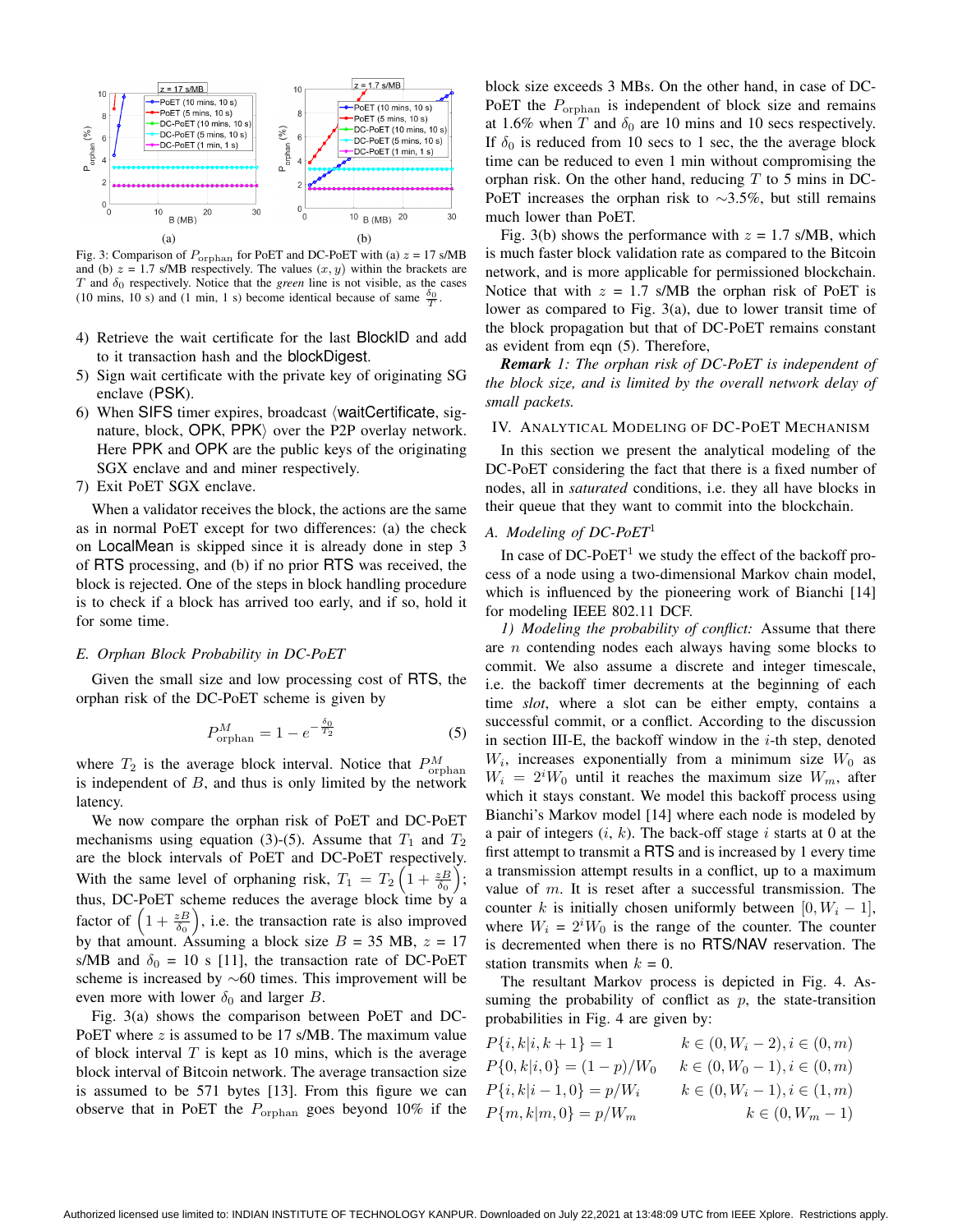Fig. 3: Comparison of $P_{\text{orphan}}$ for PoET and DC-PoET with (a) $z$ = 17 s/MB and (b) $z$ = 1.7 s/MB respectively. The values $(x, y)$ within the brackets are $T$ and $\delta_0$ respectively. Notice that the *green* line is not visible, as the cases (10 mins, 10 s) and (1 min, 1 s) become identical because of same $\frac{\delta_0}{T}$.

4) Retrieve the wait certificate for the last BlockID and add to it transaction hash and the blockDigest.
5) Sign wait certificate with the private key of originating SG enclave (PSK).
6) When SIFS timer expires, broadcast ⟨waitCertificate, signature, block, OPK, PPK⟩ over the P2P overlay network. Here PPK and OPK are the public keys of the originating SGX enclave and and miner respectively.
7) Exit PoET SGX enclave.

When a validator receives the block, the actions are the same as in normal PoET except for two differences: (a) the check on LocalMean is skipped since it is already done in step 3 of RTS processing, and (b) if no prior RTS was received, the block is rejected. One of the steps in block handling procedure is to check if a block has arrived too early, and if so, hold it for some time.

### E. Orphan Block Probability in DC-PoET

Given the small size and low processing cost of RTS, the orphan risk of the DC-PoET scheme is given by

$$P^M_{\text{orphan}} = 1 - e^{-\frac{\delta_0}{T_2}} \tag{5}$$

where $T_2$ is the average block interval. Notice that $P^M_{\text{orphan}}$ is independent of $B$, and thus is only limited by the network latency.

We now compare the orphan risk of PoET and DC-PoET mechanisms using equation (3)-(5). Assume that $T_1$ and $T_2$ are the block intervals of PoET and DC-PoET respectively. With the same level of orphaning risk, $T_1 = T_2\left(1 + \frac{zB}{\delta_0}\right)$; thus, DC-PoET scheme reduces the average block time by a factor of $\left(1 + \frac{zB}{\delta_0}\right)$, i.e. the transaction rate is also improved by that amount. Assuming a block size $B$ = 35 MB, $z$ = 17 s/MB and $\delta_0$ = 10 s [11], the transaction rate of DC-PoET scheme is increased by ∼60 times. This improvement will be even more with lower $\delta_0$ and larger $B$.

Fig. 3(a) shows the comparison between PoET and DC-PoET where $z$ is assumed to be 17 s/MB. The maximum value of block interval $T$ is kept as 10 mins, which is the average block interval of Bitcoin network. The average transaction size is assumed to be 571 bytes [13]. From this figure we can observe that in PoET the $P_{\text{orphan}}$ goes beyond 10% if the block size exceeds 3 MBs. On the other hand, in case of DC-PoET the $P_{\text{orphan}}$ is independent of block size and remains at 1.6% when $T$ and $\delta_0$ are 10 mins and 10 secs respectively. If $\delta_0$ is reduced from 10 secs to 1 sec, the the average block time can be reduced to even 1 min without compromising the orphan risk. On the other hand, reducing $T$ to 5 mins in DC-PoET increases the orphan risk to ∼3.5%, but still remains much lower than PoET.

Fig. 3(b) shows the performance with $z$ = 1.7 s/MB, which is much faster block validation rate as compared to the Bitcoin network, and is more applicable for permissioned blockchain. Notice that with $z$ = 1.7 s/MB the orphan risk of PoET is lower as compared to Fig. 3(a), due to lower transit time of the block propagation but that of DC-PoET remains constant as evident from eqn (5). Therefore,

***Remark** 1: The orphan risk of DC-PoET is independent of the block size, and is limited by the overall network delay of small packets.*

## IV. Analytical Modeling of DC-PoET Mechanism

In this section we present the analytical modeling of the DC-PoET considering the fact that there is a fixed number of nodes, all in *saturated* conditions, i.e. they all have blocks in their queue that they want to commit into the blockchain.

### A. Modeling of DC-PoET[1]

In case of DC-PoET[1] we study the effect of the backoff process of a node using a two-dimensional Markov chain model, which is influenced by the pioneering work of Bianchi [14] for modeling IEEE 802.11 DCF.

*1) Modeling the probability of conflict:* Assume that there are $n$ contending nodes each always having some blocks to commit. We also assume a discrete and integer timescale, i.e. the backoff timer decrements at the beginning of each time *slot*, where a slot can be either empty, contains a successful commit, or a conflict. According to the discussion in section III-E, the backoff window in the $i$-th step, denoted $W_i$, increases exponentially from a minimum size $W_0$ as $W_i = 2^i W_0$ until it reaches the maximum size $W_m$, after which it stays constant. We model this backoff process using Bianchi's Markov model [14] where each node is modeled by a pair of integers ($i$, $k$). The back-off stage $i$ starts at 0 at the first attempt to transmit a RTS and is increased by 1 every time a transmission attempt results in a conflict, up to a maximum value of $m$. It is reset after a successful transmission. The counter $k$ is initially chosen uniformly between $[0, W_i - 1]$, where $W_i = 2^i W_0$ is the range of the counter. The counter is decremented when there is no RTS/NAV reservation. The station transmits when $k$ = 0.

The resultant Markov process is depicted in Fig. 4. Assuming the probability of conflict as $p$, the state-transition probabilities in Fig. 4 are given by:

$$
\begin{aligned}
P\{i, k|i, k+1\} &= 1 && k \in (0, W_i - 2), i \in (0, m) \\
P\{0, k|i, 0\} &= (1-p)/W_0 && k \in (0, W_0 - 1), i \in (0, m) \\
P\{i, k|i-1, 0\} &= p/W_i && k \in (0, W_i - 1), i \in (1, m) \\
P\{m, k|m, 0\} &= p/W_m && k \in (0, W_m - 1)
\end{aligned}
$$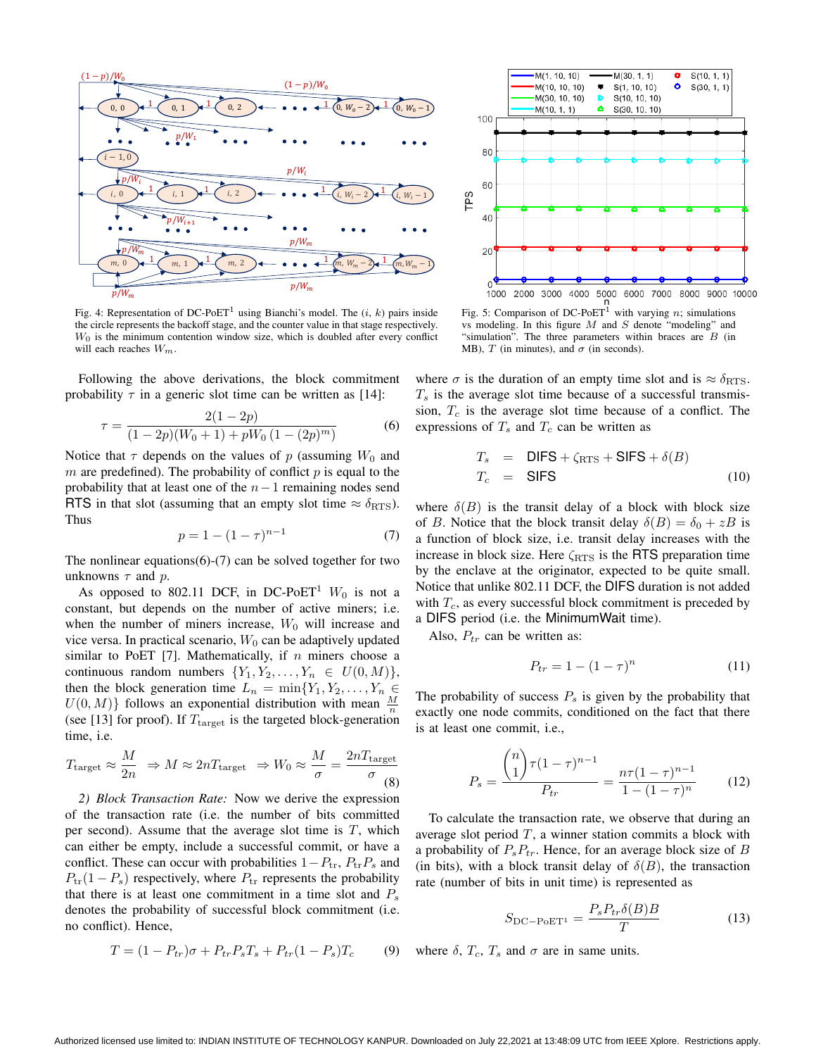Fig. 4: Representation of DC-PoET[1] using Bianchi's model. The $(i, k)$ pairs inside the circle represents the backoff stage, and the counter value in that stage respectively. $W_0$ is the minimum contention window size, which is doubled after every conflict till each reaches $W_m$.

Fig. 5: Comparison of DC-PoET[1] with varying $n$; simulations vs modeling. In this figure $M$ and $S$ denote "modeling" and "simulation". The three parameters within braces are $B$ (in MB), $T$ (in minutes), and $\sigma$ (in seconds).

Following the above derivations, the block commitment probability $\tau$ in a generic slot time can be written as [14]:

$$\tau = \frac{2(1-2p)}{(1-2p)(W_0+1) + pW_0\left(1-(2p)^m\right)} \tag{6}$$

Notice that $\tau$ depends on the values of $p$ (assuming $W_0$ and $m$ are predefined). The probability of conflict $p$ is equal to the probability that at least one of the $n-1$ remaining nodes send RTS in that slot (assuming that an empty slot time $\approx \delta_{\text{RTS}}$). Thus

$$p = 1 - (1-\tau)^{n-1} \tag{7}$$

The nonlinear equations(6)-(7) can be solved together for two unknowns $\tau$ and $p$.

As opposed to 802.11 DCF, in DC-PoET[1] $W_0$ is not a constant, but depends on the number of active miners; i.e. when the number of miners increase, $W_0$ will increase and vice versa. In practical scenario, $W_0$ can be adaptively updated similar to PoET [7]. Mathematically, if $n$ miners choose a continuous random numbers $\{Y_1, Y_2, \ldots, Y_n \in U(0, M)\}$, then the block generation time $L_n = \min\{Y_1, Y_2, \ldots, Y_n \in U(0, M)\}$ follows an exponential distribution with mean $\frac{M}{n}$ (see [13] for proof). If $T_{\text{target}}$ is the targeted block-generation time, i.e.

$$T_{\text{target}} \approx \frac{M}{2n} \;\Rightarrow M \approx 2nT_{\text{target}} \;\Rightarrow W_0 \approx \frac{M}{\sigma} = \frac{2nT_{\text{target}}}{\sigma} \tag{8}$$

*2) Block Transaction Rate:* Now we derive the expression of the transaction rate (i.e. the number of bits committed per second). Assume that the average slot time is $T$, which can either be empty, include a successful commit, or have a conflict. These can occur with probabilities $1-P_{\text{tr}}$, $P_{\text{tr}}P_s$ and $P_{\text{tr}}(1-P_s)$ respectively, where $P_{\text{tr}}$ represents the probability that there is at least one commitment in a time slot and $P_s$ denotes the probability of successful block commitment (i.e. no conflict). Hence,

$$T = (1-P_{tr})\sigma + P_{tr}P_sT_s + P_{tr}(1-P_s)T_c \tag{9}$$

where $\sigma$ is the duration of an empty time slot and is $\approx \delta_{\text{RTS}}$. $T_s$ is the average slot time because of a successful transmission, $T_c$ is the average slot time because of a conflict. The expressions of $T_s$ and $T_c$ can be written as

$$\begin{aligned} T_s &= \text{DIFS} + \zeta_{\text{RTS}} + \text{SIFS} + \delta(B) \\ T_c &= \text{SIFS} \end{aligned} \tag{10}$$

where $\delta(B)$ is the transit delay of a block with block size of $B$. Notice that the block transit delay $\delta(B) = \delta_0 + zB$ is a function of block size, i.e. transit delay increases with the increase in block size. Here $\zeta_{\text{RTS}}$ is the RTS preparation time by the enclave at the originator, expected to be quite small. Notice that unlike 802.11 DCF, the DIFS duration is not added with $T_c$, as every successful block commitment is preceded by a DIFS period (i.e. the MinimumWait time).

Also, $P_{tr}$ can be written as:

$$P_{tr} = 1 - (1-\tau)^n \tag{11}$$

The probability of success $P_s$ is given by the probability that exactly one node commits, conditioned on the fact that there is at least one commit, i.e.,

$$P_s = \frac{\binom{n}{1}\tau(1-\tau)^{n-1}}{P_{tr}} = \frac{n\tau(1-\tau)^{n-1}}{1-(1-\tau)^n} \tag{12}$$

To calculate the transaction rate, we observe that during an average slot period $T$, a winner station commits a block with a probability of $P_sP_{tr}$. Hence, for an average block size of $B$ (in bits), with a block transit delay of $\delta(B)$, the transaction rate (number of bits in unit time) is represented as

$$S_{\text{DC-PoET}^1} = \frac{P_sP_{tr}\delta(B)B}{T} \tag{13}$$

where $\delta$, $T_c$, $T_s$ and $\sigma$ are in same units.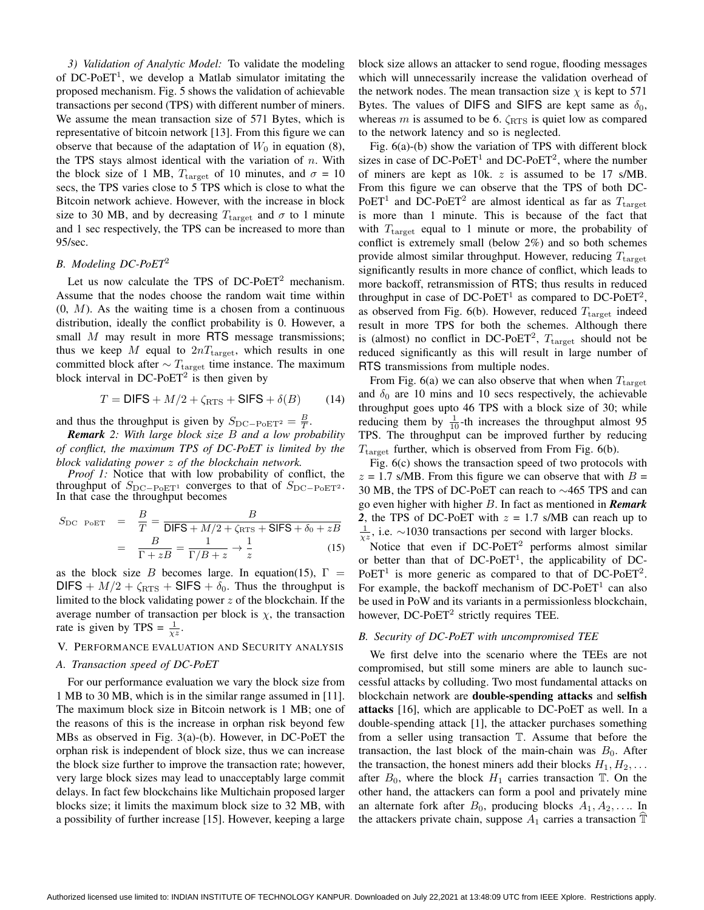*3) Validation of Analytic Model:* To validate the modeling of DC-PoET[1], we develop a Matlab simulator imitating the proposed mechanism. Fig. 5 shows the validation of achievable transactions per second (TPS) with different number of miners. We assume the mean transaction size of 571 Bytes, which is representative of bitcoin network [13]. From this figure we can observe that because of the adaptation of $W_0$ in equation (8), the TPS stays almost identical with the variation of $n$. With the block size of 1 MB, $T_{\text{target}}$ of 10 minutes, and $\sigma$ = 10 secs, the TPS varies close to 5 TPS which is close to what the Bitcoin network achieve. However, with the increase in block size to 30 MB, and by decreasing $T_{\text{target}}$ and $\sigma$ to 1 minute and 1 sec respectively, the TPS can be increased to more than 95/sec.

### *B. Modeling DC-PoET[2]*

Let us now calculate the TPS of DC-PoET[2] mechanism. Assume that the nodes choose the random wait time within (0, $M$). As the waiting time is a chosen from a continuous distribution, ideally the conflict probability is 0. However, a small $M$ may result in more RTS message transmissions; thus we keep $M$ equal to $2nT_{\text{target}}$, which results in one committed block after $\sim T_{\text{target}}$ time instance. The maximum block interval in DC-PoET[2] is then given by

$$T = \mathsf{DIFS} + M/2 + \zeta_{\text{RTS}} + \mathsf{SIFS} + \delta(B) \qquad (14)$$

and thus the throughput is given by $S_{\text{DC-PoET}^2} = \frac{B}{T}$.

***Remark** 2: With large block size $B$ and a low probability of conflict, the maximum TPS of DC-PoET is limited by the block validating power $z$ of the blockchain network.*

*Proof 1:* Notice that with low probability of conflict, the throughput of $S_{\text{DC-PoET}^1}$ converges to that of $S_{\text{DC-PoET}^2}$. In that case the throughput becomes

$$\begin{aligned} S_{\text{DC PoET}} &= \frac{B}{T} = \frac{B}{\mathsf{DIFS} + M/2 + \zeta_{\text{RTS}} + \mathsf{SIFS} + \delta_0 + zB} \\ &= \frac{B}{\Gamma + zB} = \frac{1}{\Gamma/B + z} \rightarrow \frac{1}{z} \end{aligned} \qquad (15)$$

as the block size $B$ becomes large. In equation(15), $\Gamma = \mathsf{DIFS} + M/2 + \zeta_{\text{RTS}} + \mathsf{SIFS} + \delta_0$. Thus the throughput is limited to the block validating power $z$ of the blockchain. If the average number of transaction per block is $\chi$, the transaction rate is given by TPS = $\frac{1}{\chi z}$.

## V. Performance evaluation and Security analysis

### *A. Transaction speed of DC-PoET*

For our performance evaluation we vary the block size from 1 MB to 30 MB, which is in the similar range assumed in [11]. The maximum block size in Bitcoin network is 1 MB; one of the reasons of this is the increase in orphan risk beyond few MBs as observed in Fig. 3(a)-(b). However, in DC-PoET the orphan risk is independent of block size, thus we can increase the block size further to improve the transaction rate; however, very large block sizes may lead to unacceptably large commit delays. In fact few blockchains like Multichain proposed larger blocks size; it limits the maximum block size to 32 MB, with a possibility of further increase [15]. However, keeping a large block size allows an attacker to send rogue, flooding messages which will unnecessarily increase the validation overhead of the network nodes. The mean transaction size $\chi$ is kept to 571 Bytes. The values of DIFS and SIFS are kept same as $\delta_0$, whereas $m$ is assumed to be 6. $\zeta_{\text{RTS}}$ is quiet low as compared to the network latency and so is neglected.

Fig. 6(a)-(b) show the variation of TPS with different block sizes in case of DC-PoET[1] and DC-PoET[2], where the number of miners are kept as 10k. $z$ is assumed to be 17 s/MB. From this figure we can observe that the TPS of both DC-PoET[1] and DC-PoET[2] are almost identical as far as $T_{\text{target}}$ is more than 1 minute. This is because of the fact that with $T_{\text{target}}$ equal to 1 minute or more, the probability of conflict is extremely small (below 2%) and so both schemes provide almost similar throughput. However, reducing $T_{\text{target}}$ significantly results in more chance of conflict, which leads to more backoff, retransmission of RTS; thus results in reduced throughput in case of DC-PoET[1] as compared to DC-PoET[2], as observed from Fig. 6(b). However, reduced $T_{\text{target}}$ indeed result in more TPS for both the schemes. Although there is (almost) no conflict in DC-PoET[2], $T_{\text{target}}$ should not be reduced significantly as this will result in large number of RTS transmissions from multiple nodes.

From Fig. 6(a) we can also observe that when when $T_{\text{target}}$ and $\delta_0$ are 10 mins and 10 secs respectively, the achievable throughput goes upto 46 TPS with a block size of 30; while reducing them by $\frac{1}{10}$-th increases the throughput almost 95 TPS. The throughput can be improved further by reducing $T_{\text{target}}$ further, which is observed from From Fig. 6(b).

Fig. 6(c) shows the transaction speed of two protocols with $z$ = 1.7 s/MB. From this figure we can observe that with $B$ = 30 MB, the TPS of DC-PoET can reach to ∼465 TPS and can go even higher with higher $B$. In fact as mentioned in ***Remark 2***, the TPS of DC-PoET with $z$ = 1.7 s/MB can reach up to $\frac{1}{\chi z}$, i.e. ∼1030 transactions per second with larger blocks.

Notice that even if DC-PoET[2] performs almost similar or better than that of DC-PoET[1], the applicability of DC-PoET[1] is more generic as compared to that of DC-PoET[2]. For example, the backoff mechanism of DC-PoET[1] can also be used in PoW and its variants in a permissionless blockchain, however, DC-PoET[2] strictly requires TEE.

### *B. Security of DC-PoET with uncompromised TEE*

We first delve into the scenario where the TEEs are not compromised, but still some miners are able to launch successful attacks by colluding. Two most fundamental attacks on blockchain network are **double-spending attacks** and **selfish attacks** [16], which are applicable to DC-PoET as well. In a double-spending attack [1], the attacker purchases something from a seller using transaction $\mathbb{T}$. Assume that before the transaction, the last block of the main-chain was $B_0$. After the transaction, the honest miners add their blocks $H_1, H_2, \ldots$ after $B_0$, where the block $H_1$ carries transaction $\mathbb{T}$. On the other hand, the attackers can form a pool and privately mine an alternate fork after $B_0$, producing blocks $A_1, A_2, \ldots$. In the attackers private chain, suppose $A_1$ carries a transaction $\widehat{\mathbb{T}}$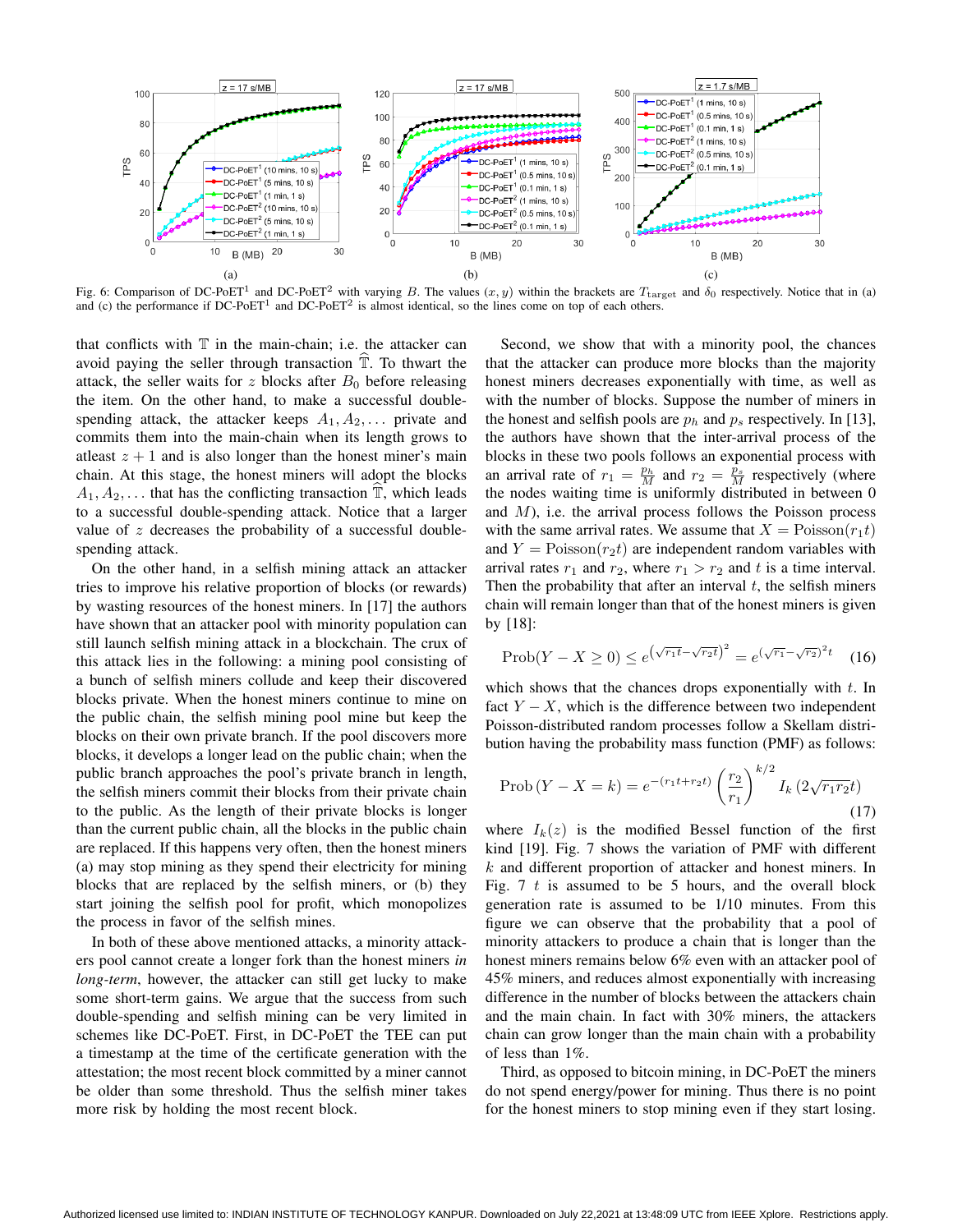Fig. 6: Comparison of DC-PoET$^1$ and DC-PoET$^2$ with varying $B$. The values $(x, y)$ within the brackets are $T_{\text{target}}$ and $\delta_0$ respectively. Notice that in (a) and (c) the performance if DC-PoET$^1$ and DC-PoET$^2$ is almost identical, so the lines come on top of each others.

that conflicts with $\mathbb{T}$ in the main-chain; i.e. the attacker can avoid paying the seller through transaction $\widehat{\mathbb{T}}$. To thwart the attack, the seller waits for $z$ blocks after $B_0$ before releasing the item. On the other hand, to make a successful double-spending attack, the attacker keeps $A_1, A_2, \ldots$ private and commits them into the main-chain when its length grows to atleast $z+1$ and is also longer than the honest miner's main chain. At this stage, the honest miners will adopt the blocks $A_1, A_2, \ldots$ that has the conflicting transaction $\widehat{\mathbb{T}}$, which leads to a successful double-spending attack. Notice that a larger value of $z$ decreases the probability of a successful double-spending attack.

On the other hand, in a selfish mining attack an attacker tries to improve his relative proportion of blocks (or rewards) by wasting resources of the honest miners. In [17] the authors have shown that an attacker pool with minority population can still launch selfish mining attack in a blockchain. The crux of this attack lies in the following: a mining pool consisting of a bunch of selfish miners collude and keep their discovered blocks private. When the honest miners continue to mine on the public chain, the selfish mining pool mine but keep the blocks on their own private branch. If the pool discovers more blocks, it develops a longer lead on the public chain; when the public branch approaches the pool's private branch in length, the selfish miners commit their blocks from their private chain to the public. As the length of their private blocks is longer than the current public chain, all the blocks in the public chain are replaced. If this happens very often, then the honest miners (a) may stop mining as they spend their electricity for mining blocks that are replaced by the selfish miners, or (b) they start joining the selfish pool for profit, which monopolizes the process in favor of the selfish mines.

In both of these above mentioned attacks, a minority attackers pool cannot create a longer fork than the honest miners *in long-term*, however, the attacker can still get lucky to make some short-term gains. We argue that the success from such double-spending and selfish mining can be very limited in schemes like DC-PoET. First, in DC-PoET the TEE can put a timestamp at the time of the certificate generation with the attestation; the most recent block committed by a miner cannot be older than some threshold. Thus the selfish miner takes more risk by holding the most recent block.

Second, we show that with a minority pool, the chances that the attacker can produce more blocks than the majority honest miners decreases exponentially with time, as well as with the number of blocks. Suppose the number of miners in the honest and selfish pools are $p_h$ and $p_s$ respectively. In [13], the authors have shown that the inter-arrival process of the blocks in these two pools follows an exponential process with an arrival rate of $r_1 = \frac{p_h}{M}$ and $r_2 = \frac{p_s}{M}$ respectively (where the nodes waiting time is uniformly distributed in between 0 and $M$), i.e. the arrival process follows the Poisson process with the same arrival rates. We assume that $X = \text{Poisson}(r_1 t)$ and $Y = \text{Poisson}(r_2 t)$ are independent random variables with arrival rates $r_1$ and $r_2$, where $r_1 > r_2$ and $t$ is a time interval. Then the probability that after an interval $t$, the selfish miners chain will remain longer than that of the honest miners is given by [18]:

$$\text{Prob}(Y - X \geq 0) \leq e^{\left(\sqrt{r_1 t} - \sqrt{r_2 t}\right)^2} = e^{\left(\sqrt{r_1} - \sqrt{r_2}\right)^2 t} \quad (16)$$

which shows that the chances drops exponentially with $t$. In fact $Y - X$, which is the difference between two independent Poisson-distributed random processes follow a Skellam distribution having the probability mass function (PMF) as follows:

$$\text{Prob}\left(Y - X = k\right) = e^{-(r_1 t + r_2 t)} \left(\frac{r_2}{r_1}\right)^{k/2} I_k\left(2\sqrt{r_1 r_2} t\right) \quad (17)$$

where $I_k(z)$ is the modified Bessel function of the first kind [19]. Fig. 7 shows the variation of PMF with different $k$ and different proportion of attacker and honest miners. In Fig. 7 $t$ is assumed to be 5 hours, and the overall block generation rate is assumed to be 1/10 minutes. From this figure we can observe that the probability that a pool of minority attackers to produce a chain that is longer than the honest miners remains below 6% even with an attacker pool of 45% miners, and reduces almost exponentially with increasing difference in the number of blocks between the attackers chain and the main chain. In fact with 30% miners, the attackers chain can grow longer than the main chain with a probability of less than 1%.

Third, as opposed to bitcoin mining, in DC-PoET the miners do not spend energy/power for mining. Thus there is no point for the honest miners to stop mining even if they start losing.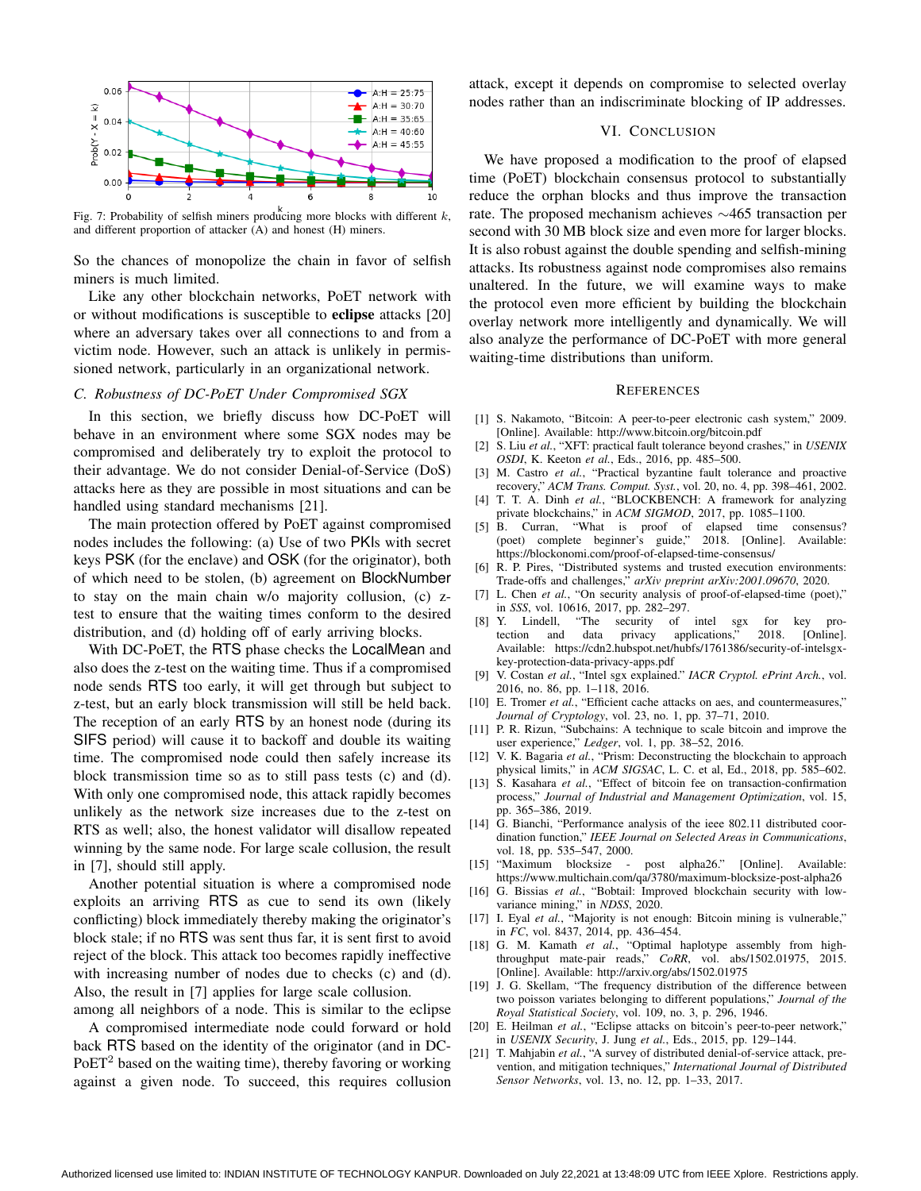0.06
0.04
0.02
0.00
Prob(Y - X = k)
0 2 4 6 8 10
k
A:H = 25:75
A:H = 30:70
A:H = 35:65
A:H = 40:60
A:H = 45:55

Fig. 7: Probability of selfish miners producing more blocks with different $k$, and different proportion of attacker (A) and honest (H) miners.

So the chances of monopolize the chain in favor of selfish miners is much limited.

Like any other blockchain networks, PoET network with or without modifications is susceptible to **eclipse** attacks [20] where an adversary takes over all connections to and from a victim node. However, such an attack is unlikely in permissioned network, particularly in an organizational network.

### *C. Robustness of DC-PoET Under Compromised SGX*

In this section, we briefly discuss how DC-PoET will behave in an environment where some SGX nodes may be compromised and deliberately try to exploit the protocol to their advantage. We do not consider Denial-of-Service (DoS) attacks here as they are possible in most situations and can be handled using standard mechanisms [21].

The main protection offered by PoET against compromised nodes includes the following: (a) Use of two PKIs with secret keys PSK (for the enclave) and OSK (for the originator), both of which need to be stolen, (b) agreement on BlockNumber to stay on the main chain w/o majority collusion, (c) z-test to ensure that the waiting times conform to the desired distribution, and (d) holding off of early arriving blocks.

With DC-PoET, the RTS phase checks the LocalMean and also does the z-test on the waiting time. Thus if a compromised node sends RTS too early, it will get through but subject to z-test, but an early block transmission will still be held back. The reception of an early RTS by an honest node (during its SIFS period) will cause it to backoff and double its waiting time. The compromised node could then safely increase its block transmission time so as to still pass tests (c) and (d). With only one compromised node, this attack rapidly becomes unlikely as the network size increases due to the z-test on RTS as well; also, the honest validator will disallow repeated winning by the same node. For large scale collusion, the result in [7], should still apply.

Another potential situation is where a compromised node exploits an arriving RTS as cue to send its own (likely conflicting) block immediately thereby making the originator's block stale; if no RTS was sent thus far, it is sent first to avoid reject of the block. This attack too becomes rapidly ineffective with increasing number of nodes due to checks (c) and (d). Also, the result in [7] applies for large scale collusion.

A compromised intermediate node could forward or hold back RTS based on the identity of the originator (and in DC-PoET[2] based on the waiting time), thereby favoring or working against a given node. To succeed, this requires collusion among all neighbors of a node. This is similar to the eclipse attack, except it depends on compromise to selected overlay nodes rather than an indiscriminate blocking of IP addresses.

## VI. Conclusion

We have proposed a modification to the proof of elapsed time (PoET) blockchain consensus protocol to substantially reduce the orphan blocks and thus improve the transaction rate. The proposed mechanism achieves ∼465 transaction per second with 30 MB block size and even more for larger blocks. It is also robust against the double spending and selfish-mining attacks. Its robustness against node compromises also remains unaltered. In the future, we will examine ways to make the protocol even more efficient by building the blockchain overlay network more intelligently and dynamically. We will also analyze the performance of DC-PoET with more general waiting-time distributions than uniform.

## References

- [1] S. Nakamoto, "Bitcoin: A peer-to-peer electronic cash system," 2009. [Online]. Available: http://www.bitcoin.org/bitcoin.pdf
- [2] S. Liu *et al.*, "XFT: practical fault tolerance beyond crashes," in *USENIX OSDI*, K. Keeton *et al.*, Eds., 2016, pp. 485–500.
- [3] M. Castro *et al.*, "Practical byzantine fault tolerance and proactive recovery," *ACM Trans. Comput. Syst.*, vol. 20, no. 4, pp. 398–461, 2002.
- [4] T. T. A. Dinh *et al.*, "BLOCKBENCH: A framework for analyzing private blockchains," in *ACM SIGMOD*, 2017, pp. 1085–1100.
- [5] B. Curran, "What is proof of elapsed time consensus? (poet) complete beginner's guide," 2018. [Online]. Available: https://blockonomi.com/proof-of-elapsed-time-consensus/
- [6] R. P. Pires, "Distributed systems and trusted execution environments: Trade-offs and challenges," *arXiv preprint arXiv:2001.09670*, 2020.
- [7] L. Chen *et al.*, "On security analysis of proof-of-elapsed-time (poet)," in *SSS*, vol. 10616, 2017, pp. 282–297.
- [8] Y. Lindell, "The security of intel sgx for key protection and data privacy applications," 2018. [Online]. Available: https://cdn2.hubspot.net/hubfs/1761386/security-of-intelsgx-key-protection-data-privacy-apps.pdf
- [9] V. Costan *et al.*, "Intel sgx explained." *IACR Cryptol. ePrint Arch.*, vol. 2016, no. 86, pp. 1–118, 2016.
- [10] E. Tromer *et al.*, "Efficient cache attacks on aes, and countermeasures," *Journal of Cryptology*, vol. 23, no. 1, pp. 37–71, 2010.
- [11] P. R. Rizun, "Subchains: A technique to scale bitcoin and improve the user experience," *Ledger*, vol. 1, pp. 38–52, 2016.
- [12] V. K. Bagaria *et al.*, "Prism: Deconstructing the blockchain to approach physical limits," in *ACM SIGSAC*, L. C. et al, Ed., 2018, pp. 585–602.
- [13] S. Kasahara *et al.*, "Effect of bitcoin fee on transaction-confirmation process," *Journal of Industrial and Management Optimization*, vol. 15, pp. 365–386, 2019.
- [14] G. Bianchi, "Performance analysis of the ieee 802.11 distributed coordination function," *IEEE Journal on Selected Areas in Communications*, vol. 18, pp. 535–547, 2000.
- [15] "Maximum blocksize - post alpha26." [Online]. Available: https://www.multichain.com/qa/3780/maximum-blocksize-post-alpha26
- [16] G. Bissias *et al.*, "Bobtail: Improved blockchain security with low-variance mining," in *NDSS*, 2020.
- [17] I. Eyal *et al.*, "Majority is not enough: Bitcoin mining is vulnerable," in *FC*, vol. 8437, 2014, pp. 436–454.
- [18] G. M. Kamath *et al.*, "Optimal haplotype assembly from high-throughput mate-pair reads," *CoRR*, vol. abs/1502.01975, 2015. [Online]. Available: http://arxiv.org/abs/1502.01975
- [19] J. G. Skellam, "The frequency distribution of the difference between two poisson variates belonging to different populations," *Journal of the Royal Statistical Society*, vol. 109, no. 3, p. 296, 1946.
- [20] E. Heilman *et al.*, "Eclipse attacks on bitcoin's peer-to-peer network," in *USENIX Security*, J. Jung *et al.*, Eds., 2015, pp. 129–144.
- [21] T. Mahjabin *et al.*, "A survey of distributed denial-of-service attack, prevention, and mitigation techniques," *International Journal of Distributed Sensor Networks*, vol. 13, no. 12, pp. 1–33, 2017.